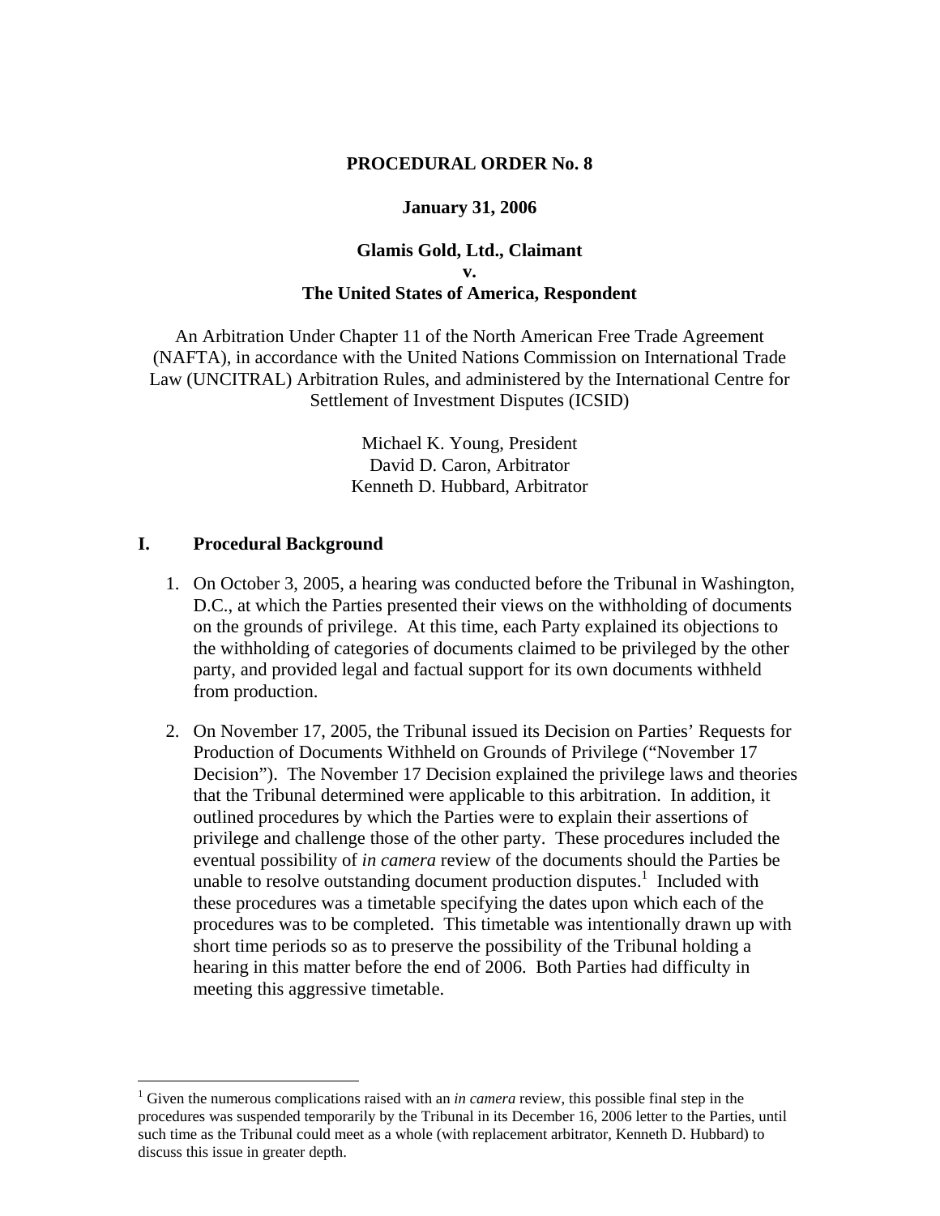**PROCEDURAL ORDER No. 8**

**January 31, 2006**

**Glamis Gold, Ltd., Claimant**
**v.**
**The United States of America, Respondent**

An Arbitration Under Chapter 11 of the North American Free Trade Agreement (NAFTA), in accordance with the United Nations Commission on International Trade Law (UNCITRAL) Arbitration Rules, and administered by the International Centre for Settlement of Investment Disputes (ICSID)

Michael K. Young, President
David D. Caron, Arbitrator
Kenneth D. Hubbard, Arbitrator

## I. Procedural Background

1. On October 3, 2005, a hearing was conducted before the Tribunal in Washington, D.C., at which the Parties presented their views on the withholding of documents on the grounds of privilege. At this time, each Party explained its objections to the withholding of categories of documents claimed to be privileged by the other party, and provided legal and factual support for its own documents withheld from production.

2. On November 17, 2005, the Tribunal issued its Decision on Parties' Requests for Production of Documents Withheld on Grounds of Privilege ("November 17 Decision"). The November 17 Decision explained the privilege laws and theories that the Tribunal determined were applicable to this arbitration. In addition, it outlined procedures by which the Parties were to explain their assertions of privilege and challenge those of the other party. These procedures included the eventual possibility of *in camera* review of the documents should the Parties be unable to resolve outstanding document production disputes.[1] Included with these procedures was a timetable specifying the dates upon which each of the procedures was to be completed. This timetable was intentionally drawn up with short time periods so as to preserve the possibility of the Tribunal holding a hearing in this matter before the end of 2006. Both Parties had difficulty in meeting this aggressive timetable.

[1] Given the numerous complications raised with an *in camera* review, this possible final step in the procedures was suspended temporarily by the Tribunal in its December 16, 2006 letter to the Parties, until such time as the Tribunal could meet as a whole (with replacement arbitrator, Kenneth D. Hubbard) to discuss this issue in greater depth.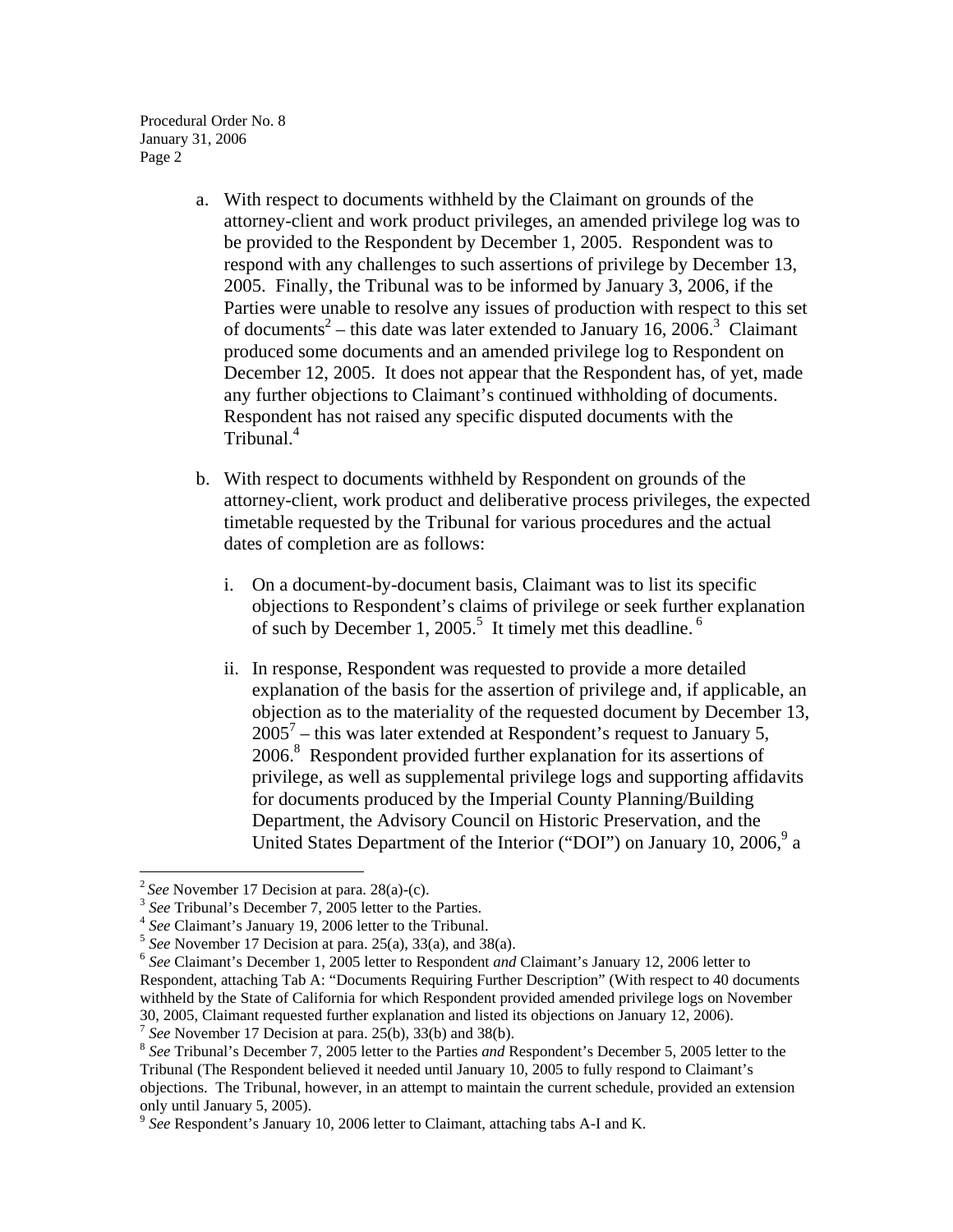a. With respect to documents withheld by the Claimant on grounds of the attorney-client and work product privileges, an amended privilege log was to be provided to the Respondent by December 1, 2005. Respondent was to respond with any challenges to such assertions of privilege by December 13, 2005. Finally, the Tribunal was to be informed by January 3, 2006, if the Parties were unable to resolve any issues of production with respect to this set of documents[2] – this date was later extended to January 16, 2006.[3] Claimant produced some documents and an amended privilege log to Respondent on December 12, 2005. It does not appear that the Respondent has, of yet, made any further objections to Claimant's continued withholding of documents. Respondent has not raised any specific disputed documents with the Tribunal.[4]

b. With respect to documents withheld by Respondent on grounds of the attorney-client, work product and deliberative process privileges, the expected timetable requested by the Tribunal for various procedures and the actual dates of completion are as follows:

   i. On a document-by-document basis, Claimant was to list its specific objections to Respondent's claims of privilege or seek further explanation of such by December 1, 2005.[5] It timely met this deadline.[6]

   ii. In response, Respondent was requested to provide a more detailed explanation of the basis for the assertion of privilege and, if applicable, an objection as to the materiality of the requested document by December 13, 2005[7] – this was later extended at Respondent's request to January 5, 2006.[8] Respondent provided further explanation for its assertions of privilege, as well as supplemental privilege logs and supporting affidavits for documents produced by the Imperial County Planning/Building Department, the Advisory Council on Historic Preservation, and the United States Department of the Interior ("DOI") on January 10, 2006,[9] a

---

[2] *See* November 17 Decision at para. 28(a)-(c).

[3] *See* Tribunal's December 7, 2005 letter to the Parties.

[4] *See* Claimant's January 19, 2006 letter to the Tribunal.

[5] *See* November 17 Decision at para. 25(a), 33(a), and 38(a).

[6] *See* Claimant's December 1, 2005 letter to Respondent *and* Claimant's January 12, 2006 letter to Respondent, attaching Tab A: "Documents Requiring Further Description" (With respect to 40 documents withheld by the State of California for which Respondent provided amended privilege logs on November 30, 2005, Claimant requested further explanation and listed its objections on January 12, 2006).

[7] *See* November 17 Decision at para. 25(b), 33(b) and 38(b).

[8] *See* Tribunal's December 7, 2005 letter to the Parties *and* Respondent's December 5, 2005 letter to the Tribunal (The Respondent believed it needed until January 10, 2005 to fully respond to Claimant's objections. The Tribunal, however, in an attempt to maintain the current schedule, provided an extension only until January 5, 2005).

[9] *See* Respondent's January 10, 2006 letter to Claimant, attaching tabs A-I and K.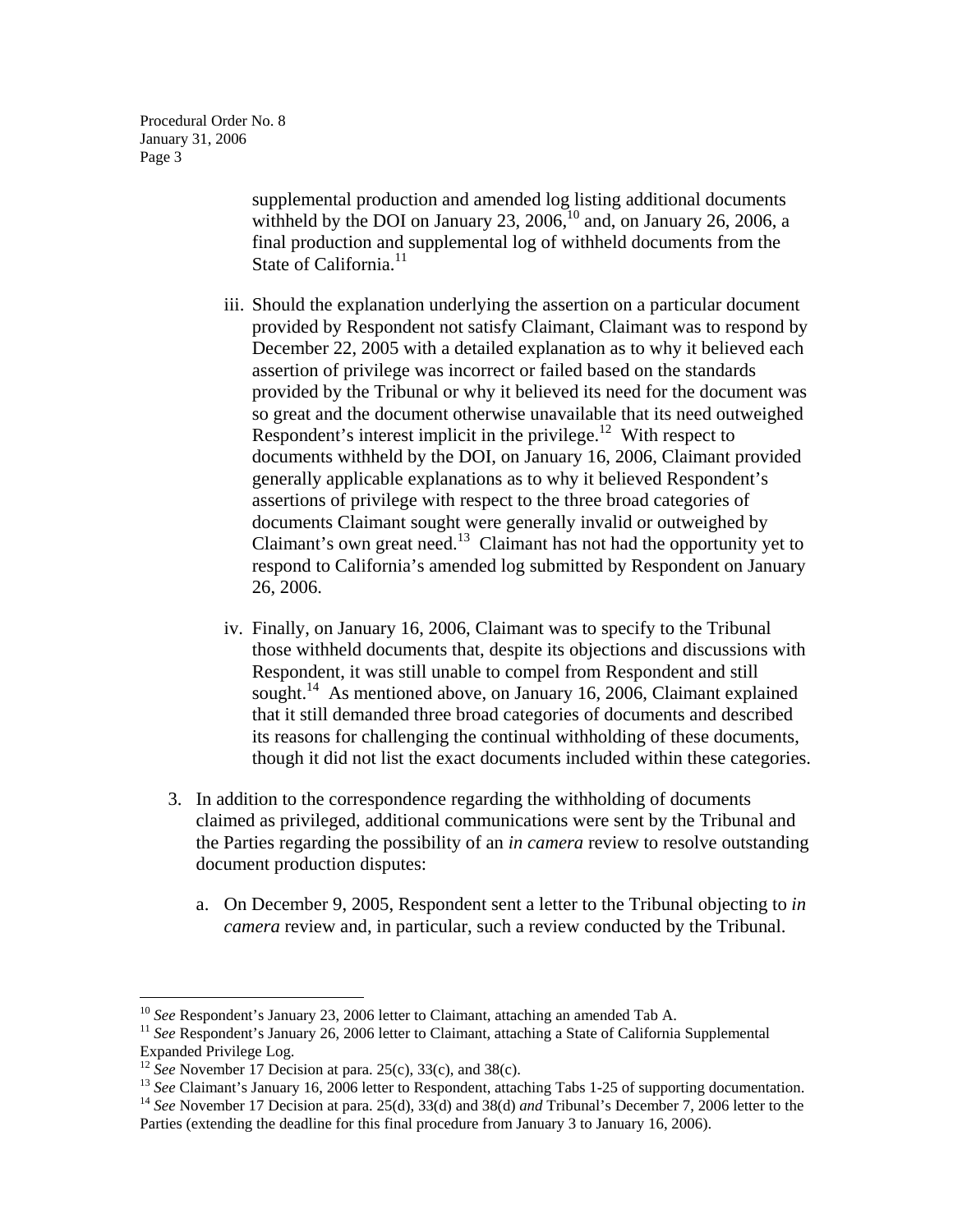supplemental production and amended log listing additional documents withheld by the DOI on January 23, 2006,[10] and, on January 26, 2006, a final production and supplemental log of withheld documents from the State of California.[11]

iii. Should the explanation underlying the assertion on a particular document provided by Respondent not satisfy Claimant, Claimant was to respond by December 22, 2005 with a detailed explanation as to why it believed each assertion of privilege was incorrect or failed based on the standards provided by the Tribunal or why it believed its need for the document was so great and the document otherwise unavailable that its need outweighed Respondent's interest implicit in the privilege.[12] With respect to documents withheld by the DOI, on January 16, 2006, Claimant provided generally applicable explanations as to why it believed Respondent's assertions of privilege with respect to the three broad categories of documents Claimant sought were generally invalid or outweighed by Claimant's own great need.[13] Claimant has not had the opportunity yet to respond to California's amended log submitted by Respondent on January 26, 2006.

iv. Finally, on January 16, 2006, Claimant was to specify to the Tribunal those withheld documents that, despite its objections and discussions with Respondent, it was still unable to compel from Respondent and still sought.[14] As mentioned above, on January 16, 2006, Claimant explained that it still demanded three broad categories of documents and described its reasons for challenging the continual withholding of these documents, though it did not list the exact documents included within these categories.

3. In addition to the correspondence regarding the withholding of documents claimed as privileged, additional communications were sent by the Tribunal and the Parties regarding the possibility of an *in camera* review to resolve outstanding document production disputes:

   a. On December 9, 2005, Respondent sent a letter to the Tribunal objecting to *in camera* review and, in particular, such a review conducted by the Tribunal.

---

[10] *See* Respondent's January 23, 2006 letter to Claimant, attaching an amended Tab A.

[11] *See* Respondent's January 26, 2006 letter to Claimant, attaching a State of California Supplemental Expanded Privilege Log.

[12] *See* November 17 Decision at para. 25(c), 33(c), and 38(c).

[13] *See* Claimant's January 16, 2006 letter to Respondent, attaching Tabs 1-25 of supporting documentation.

[14] *See* November 17 Decision at para. 25(d), 33(d) and 38(d) *and* Tribunal's December 7, 2006 letter to the Parties (extending the deadline for this final procedure from January 3 to January 16, 2006).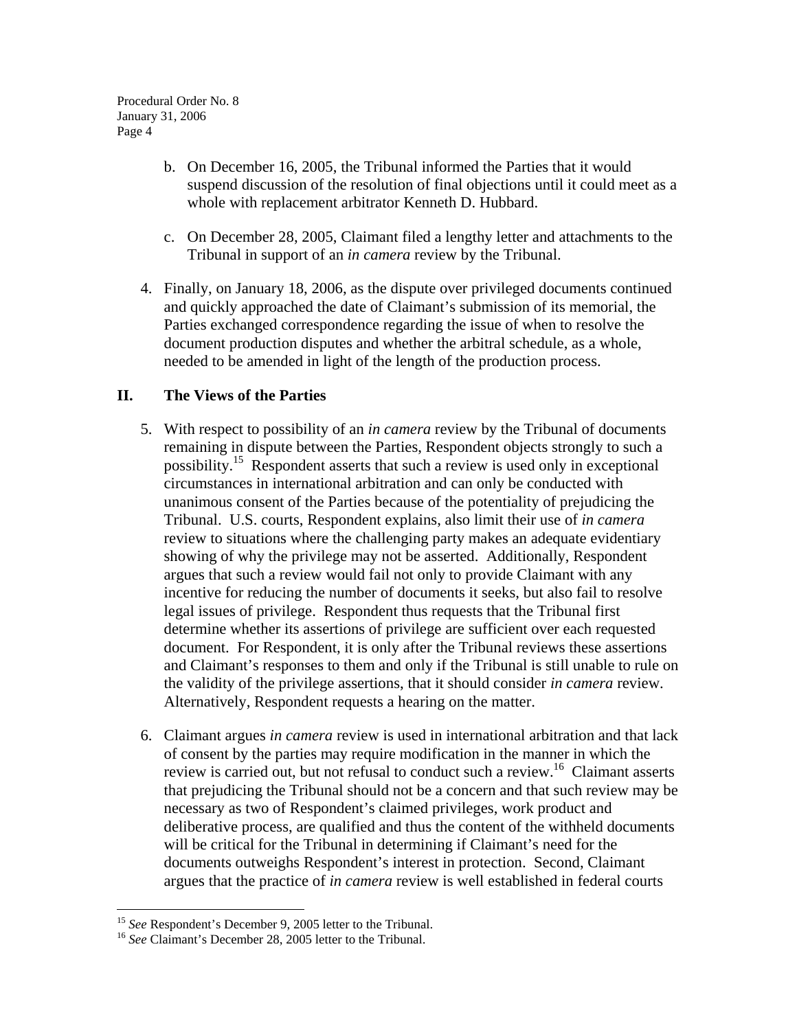b. On December 16, 2005, the Tribunal informed the Parties that it would suspend discussion of the resolution of final objections until it could meet as a whole with replacement arbitrator Kenneth D. Hubbard.

c. On December 28, 2005, Claimant filed a lengthy letter and attachments to the Tribunal in support of an *in camera* review by the Tribunal.

4. Finally, on January 18, 2006, as the dispute over privileged documents continued and quickly approached the date of Claimant's submission of its memorial, the Parties exchanged correspondence regarding the issue of when to resolve the document production disputes and whether the arbitral schedule, as a whole, needed to be amended in light of the length of the production process.

## II. The Views of the Parties

5. With respect to possibility of an *in camera* review by the Tribunal of documents remaining in dispute between the Parties, Respondent objects strongly to such a possibility.[15] Respondent asserts that such a review is used only in exceptional circumstances in international arbitration and can only be conducted with unanimous consent of the Parties because of the potentiality of prejudicing the Tribunal. U.S. courts, Respondent explains, also limit their use of *in camera* review to situations where the challenging party makes an adequate evidentiary showing of why the privilege may not be asserted. Additionally, Respondent argues that such a review would fail not only to provide Claimant with any incentive for reducing the number of documents it seeks, but also fail to resolve legal issues of privilege. Respondent thus requests that the Tribunal first determine whether its assertions of privilege are sufficient over each requested document. For Respondent, it is only after the Tribunal reviews these assertions and Claimant's responses to them and only if the Tribunal is still unable to rule on the validity of the privilege assertions, that it should consider *in camera* review. Alternatively, Respondent requests a hearing on the matter.

6. Claimant argues *in camera* review is used in international arbitration and that lack of consent by the parties may require modification in the manner in which the review is carried out, but not refusal to conduct such a review.[16] Claimant asserts that prejudicing the Tribunal should not be a concern and that such review may be necessary as two of Respondent's claimed privileges, work product and deliberative process, are qualified and thus the content of the withheld documents will be critical for the Tribunal in determining if Claimant's need for the documents outweighs Respondent's interest in protection. Second, Claimant argues that the practice of *in camera* review is well established in federal courts

---

[15] *See* Respondent's December 9, 2005 letter to the Tribunal.

[16] *See* Claimant's December 28, 2005 letter to the Tribunal.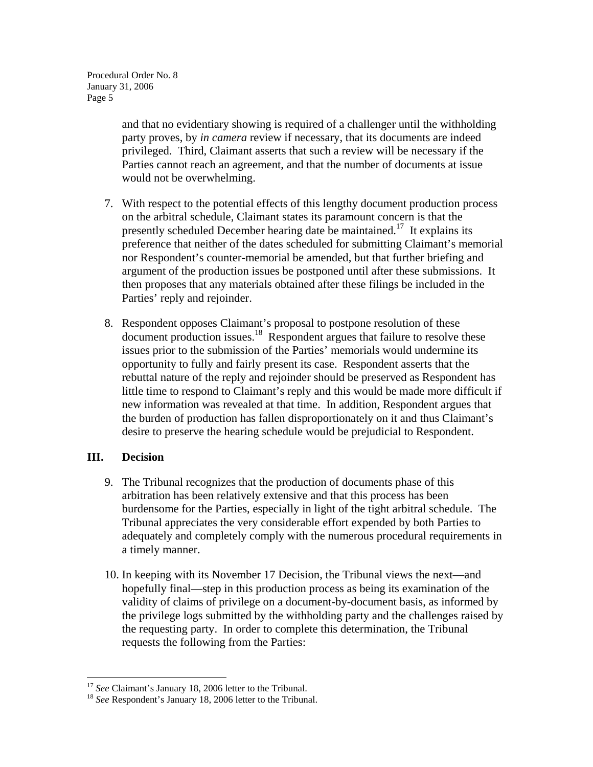and that no evidentiary showing is required of a challenger until the withholding party proves, by *in camera* review if necessary, that its documents are indeed privileged. Third, Claimant asserts that such a review will be necessary if the Parties cannot reach an agreement, and that the number of documents at issue would not be overwhelming.

7. With respect to the potential effects of this lengthy document production process on the arbitral schedule, Claimant states its paramount concern is that the presently scheduled December hearing date be maintained.[17] It explains its preference that neither of the dates scheduled for submitting Claimant's memorial nor Respondent's counter-memorial be amended, but that further briefing and argument of the production issues be postponed until after these submissions. It then proposes that any materials obtained after these filings be included in the Parties' reply and rejoinder.

8. Respondent opposes Claimant's proposal to postpone resolution of these document production issues.[18] Respondent argues that failure to resolve these issues prior to the submission of the Parties' memorials would undermine its opportunity to fully and fairly present its case. Respondent asserts that the rebuttal nature of the reply and rejoinder should be preserved as Respondent has little time to respond to Claimant's reply and this would be made more difficult if new information was revealed at that time. In addition, Respondent argues that the burden of production has fallen disproportionately on it and thus Claimant's desire to preserve the hearing schedule would be prejudicial to Respondent.

## III. Decision

9. The Tribunal recognizes that the production of documents phase of this arbitration has been relatively extensive and that this process has been burdensome for the Parties, especially in light of the tight arbitral schedule. The Tribunal appreciates the very considerable effort expended by both Parties to adequately and completely comply with the numerous procedural requirements in a timely manner.

10. In keeping with its November 17 Decision, the Tribunal views the next—and hopefully final—step in this production process as being its examination of the validity of claims of privilege on a document-by-document basis, as informed by the privilege logs submitted by the withholding party and the challenges raised by the requesting party. In order to complete this determination, the Tribunal requests the following from the Parties:

---

[17] *See* Claimant's January 18, 2006 letter to the Tribunal.

[18] *See* Respondent's January 18, 2006 letter to the Tribunal.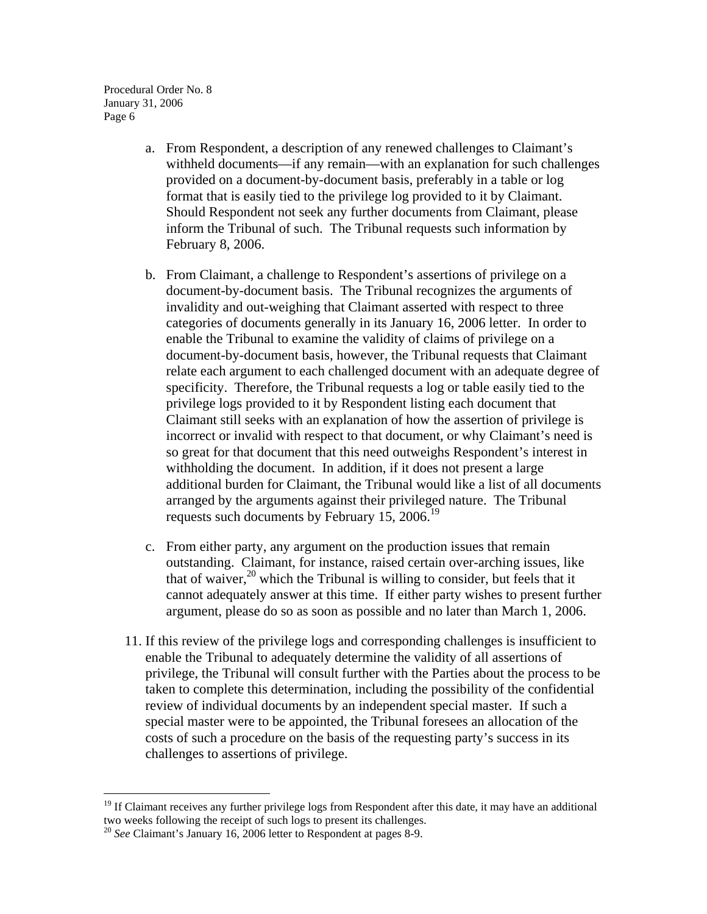a. From Respondent, a description of any renewed challenges to Claimant's withheld documents—if any remain—with an explanation for such challenges provided on a document-by-document basis, preferably in a table or log format that is easily tied to the privilege log provided to it by Claimant. Should Respondent not seek any further documents from Claimant, please inform the Tribunal of such. The Tribunal requests such information by February 8, 2006.

b. From Claimant, a challenge to Respondent's assertions of privilege on a document-by-document basis. The Tribunal recognizes the arguments of invalidity and out-weighing that Claimant asserted with respect to three categories of documents generally in its January 16, 2006 letter. In order to enable the Tribunal to examine the validity of claims of privilege on a document-by-document basis, however, the Tribunal requests that Claimant relate each argument to each challenged document with an adequate degree of specificity. Therefore, the Tribunal requests a log or table easily tied to the privilege logs provided to it by Respondent listing each document that Claimant still seeks with an explanation of how the assertion of privilege is incorrect or invalid with respect to that document, or why Claimant's need is so great for that document that this need outweighs Respondent's interest in withholding the document. In addition, if it does not present a large additional burden for Claimant, the Tribunal would like a list of all documents arranged by the arguments against their privileged nature. The Tribunal requests such documents by February 15, 2006.[19]

c. From either party, any argument on the production issues that remain outstanding. Claimant, for instance, raised certain over-arching issues, like that of waiver,[20] which the Tribunal is willing to consider, but feels that it cannot adequately answer at this time. If either party wishes to present further argument, please do so as soon as possible and no later than March 1, 2006.

11. If this review of the privilege logs and corresponding challenges is insufficient to enable the Tribunal to adequately determine the validity of all assertions of privilege, the Tribunal will consult further with the Parties about the process to be taken to complete this determination, including the possibility of the confidential review of individual documents by an independent special master. If such a special master were to be appointed, the Tribunal foresees an allocation of the costs of such a procedure on the basis of the requesting party's success in its challenges to assertions of privilege.

---

[19] If Claimant receives any further privilege logs from Respondent after this date, it may have an additional two weeks following the receipt of such logs to present its challenges.

[20] *See* Claimant's January 16, 2006 letter to Respondent at pages 8-9.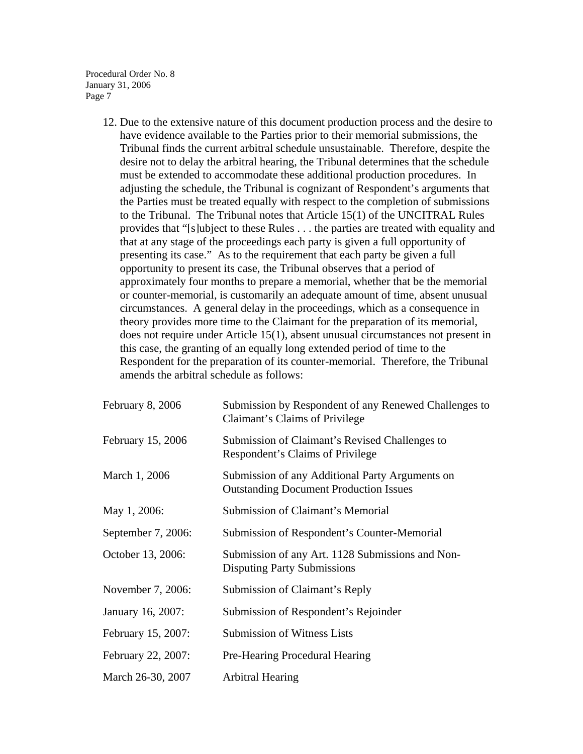12. Due to the extensive nature of this document production process and the desire to have evidence available to the Parties prior to their memorial submissions, the Tribunal finds the current arbitral schedule unsustainable. Therefore, despite the desire not to delay the arbitral hearing, the Tribunal determines that the schedule must be extended to accommodate these additional production procedures. In adjusting the schedule, the Tribunal is cognizant of Respondent's arguments that the Parties must be treated equally with respect to the completion of submissions to the Tribunal. The Tribunal notes that Article 15(1) of the UNCITRAL Rules provides that "[s]ubject to these Rules . . . the parties are treated with equality and that at any stage of the proceedings each party is given a full opportunity of presenting its case." As to the requirement that each party be given a full opportunity to present its case, the Tribunal observes that a period of approximately four months to prepare a memorial, whether that be the memorial or counter-memorial, is customarily an adequate amount of time, absent unusual circumstances. A general delay in the proceedings, which as a consequence in theory provides more time to the Claimant for the preparation of its memorial, does not require under Article 15(1), absent unusual circumstances not present in this case, the granting of an equally long extended period of time to the Respondent for the preparation of its counter-memorial. Therefore, the Tribunal amends the arbitral schedule as follows:

| | |
|---|---|
| February 8, 2006 | Submission by Respondent of any Renewed Challenges to Claimant's Claims of Privilege |
| February 15, 2006 | Submission of Claimant's Revised Challenges to Respondent's Claims of Privilege |
| March 1, 2006 | Submission of any Additional Party Arguments on Outstanding Document Production Issues |
| May 1, 2006: | Submission of Claimant's Memorial |
| September 7, 2006: | Submission of Respondent's Counter-Memorial |
| October 13, 2006: | Submission of any Art. 1128 Submissions and Non-Disputing Party Submissions |
| November 7, 2006: | Submission of Claimant's Reply |
| January 16, 2007: | Submission of Respondent's Rejoinder |
| February 15, 2007: | Submission of Witness Lists |
| February 22, 2007: | Pre-Hearing Procedural Hearing |
| March 26-30, 2007 | Arbitral Hearing |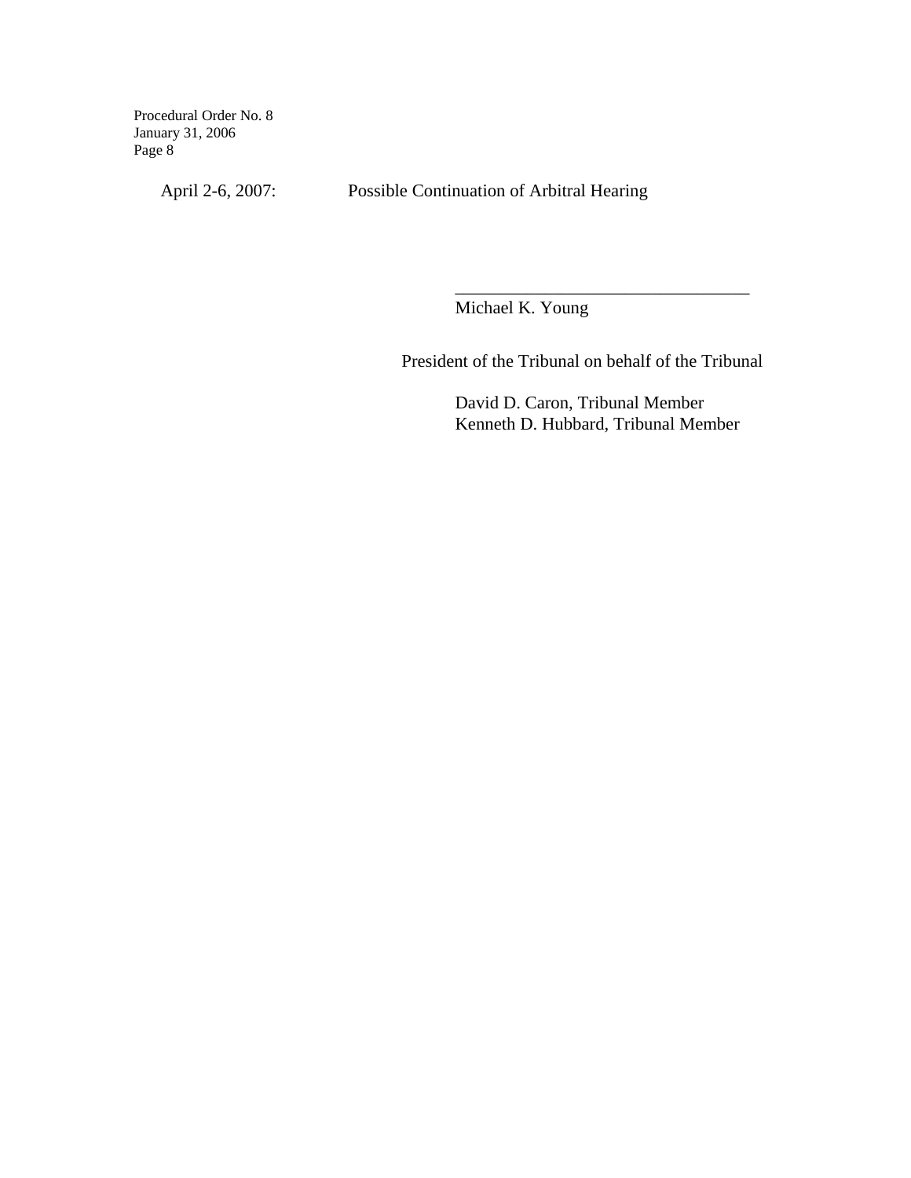April 2-6, 2007: Possible Continuation of Arbitral Hearing

\_\_\_\_\_\_\_\_\_\_\_\_\_\_\_\_\_\_\_\_\_\_\_\_\_\_\_\_\_\_\_\_\_

Michael K. Young

President of the Tribunal on behalf of the Tribunal

David D. Caron, Tribunal Member
Kenneth D. Hubbard, Tribunal Member